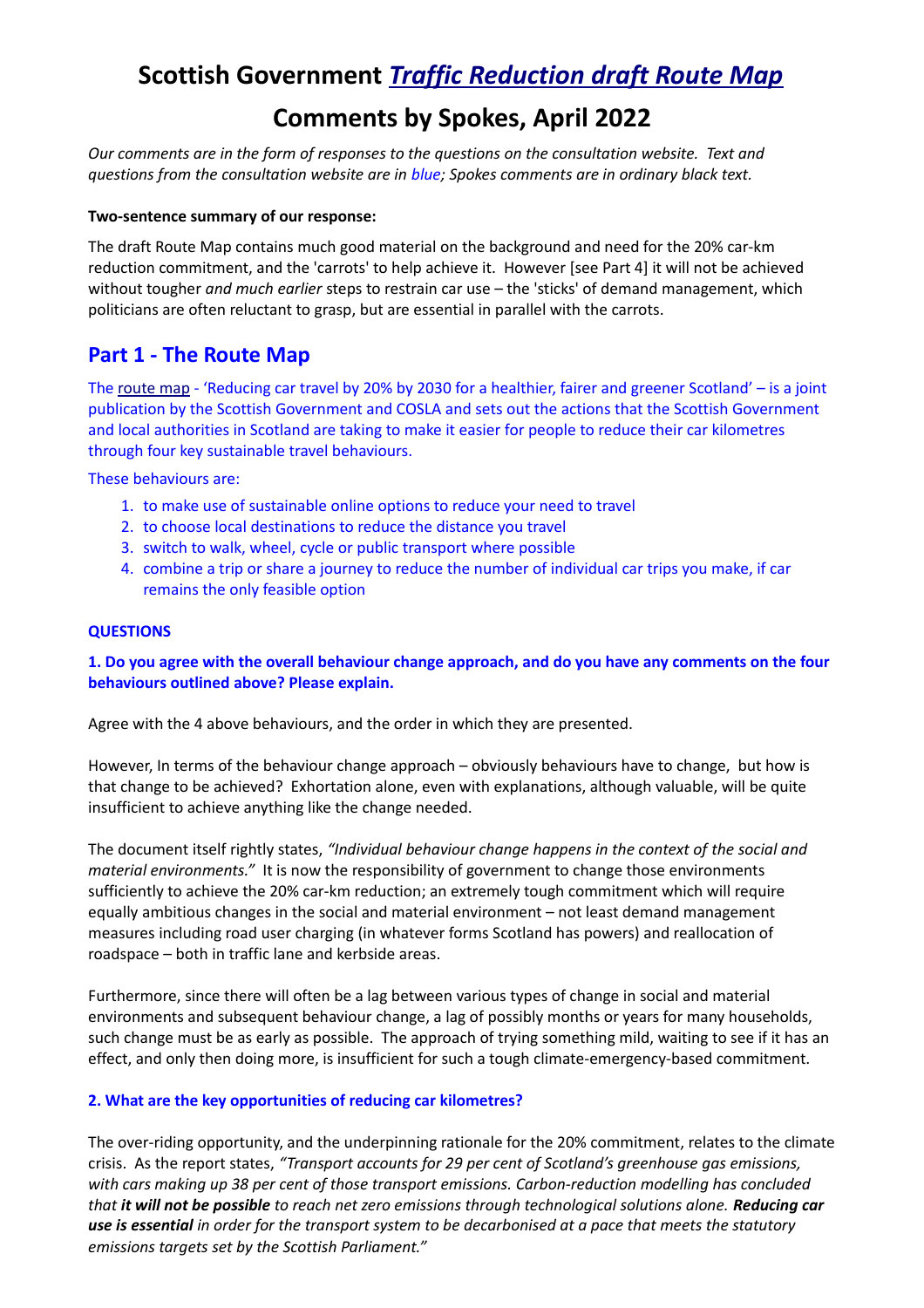# Scottish Government *Traffic Reduction draft Route Map*

# Comments by Spokes, April 2022

*Our comments are in the form of responses to the questions on the consultation website. Text and questions from the consultation website are in blue; Spokes comments are in ordinary black text.*

**Two-sentence summary of our response:**

The draft Route Map contains much good material on the background and need for the 20% car-km reduction commitment, and the 'carrots' to help achieve it. However [see Part 4] it will not be achieved without tougher *and much earlier* steps to restrain car use – the 'sticks' of demand management, which politicians are often reluctant to grasp, but are essential in parallel with the carrots.

## Part 1 - The Route Map

The route map - 'Reducing car travel by 20% by 2030 for a healthier, fairer and greener Scotland' – is a joint publication by the Scottish Government and COSLA and sets out the actions that the Scottish Government and local authorities in Scotland are taking to make it easier for people to reduce their car kilometres through four key sustainable travel behaviours.

These behaviours are:

1. to make use of sustainable online options to reduce your need to travel
2. to choose local destinations to reduce the distance you travel
3. switch to walk, wheel, cycle or public transport where possible
4. combine a trip or share a journey to reduce the number of individual car trips you make, if car remains the only feasible option

### QUESTIONS

**1. Do you agree with the overall behaviour change approach, and do you have any comments on the four behaviours outlined above? Please explain.**

Agree with the 4 above behaviours, and the order in which they are presented.

However, In terms of the behaviour change approach – obviously behaviours have to change, but how is that change to be achieved? Exhortation alone, even with explanations, although valuable, will be quite insufficient to achieve anything like the change needed.

The document itself rightly states, *"Individual behaviour change happens in the context of the social and material environments."* It is now the responsibility of government to change those environments sufficiently to achieve the 20% car-km reduction; an extremely tough commitment which will require equally ambitious changes in the social and material environment – not least demand management measures including road user charging (in whatever forms Scotland has powers) and reallocation of roadspace – both in traffic lane and kerbside areas.

Furthermore, since there will often be a lag between various types of change in social and material environments and subsequent behaviour change, a lag of possibly months or years for many households, such change must be as early as possible. The approach of trying something mild, waiting to see if it has an effect, and only then doing more, is insufficient for such a tough climate-emergency-based commitment.

**2. What are the key opportunities of reducing car kilometres?**

The over-riding opportunity, and the underpinning rationale for the 20% commitment, relates to the climate crisis. As the report states, *"Transport accounts for 29 per cent of Scotland's greenhouse gas emissions, with cars making up 38 per cent of those transport emissions. Carbon-reduction modelling has concluded that **it will not be possible** to reach net zero emissions through technological solutions alone. **Reducing car use is essential** in order for the transport system to be decarbonised at a pace that meets the statutory emissions targets set by the Scottish Parliament."*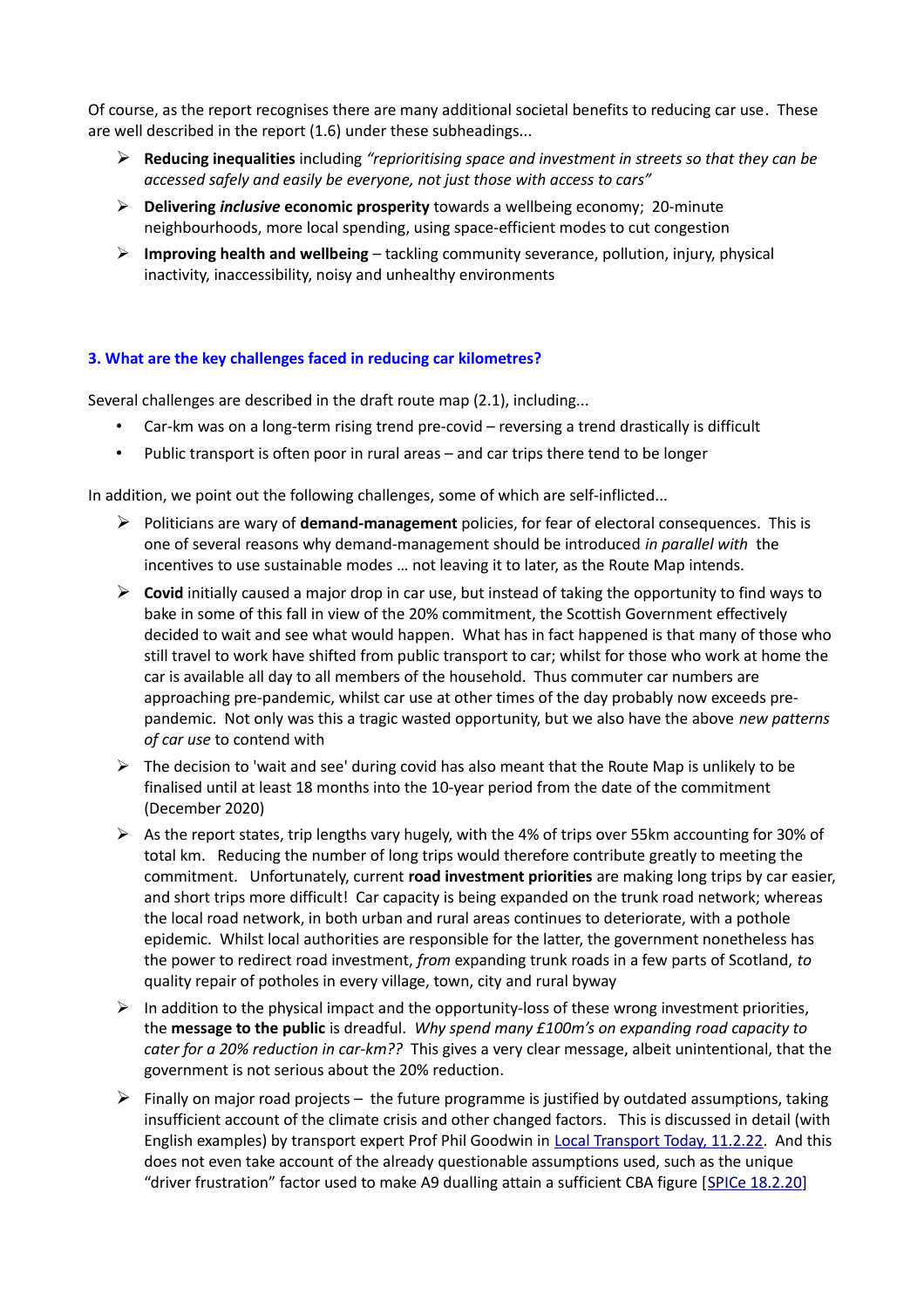Of course, as the report recognises there are many additional societal benefits to reducing car use. These are well described in the report (1.6) under these subheadings...

- **Reducing inequalities** including *"reprioritising space and investment in streets so that they can be accessed safely and easily be everyone, not just those with access to cars"*
- **Delivering *inclusive* economic prosperity** towards a wellbeing economy; 20-minute neighbourhoods, more local spending, using space-efficient modes to cut congestion
- **Improving health and wellbeing** – tackling community severance, pollution, injury, physical inactivity, inaccessibility, noisy and unhealthy environments

### 3. What are the key challenges faced in reducing car kilometres?

Several challenges are described in the draft route map (2.1), including...

- Car-km was on a long-term rising trend pre-covid – reversing a trend drastically is difficult
- Public transport is often poor in rural areas – and car trips there tend to be longer

In addition, we point out the following challenges, some of which are self-inflicted...

- Politicians are wary of **demand-management** policies, for fear of electoral consequences. This is one of several reasons why demand-management should be introduced *in parallel with* the incentives to use sustainable modes … not leaving it to later, as the Route Map intends.
- **Covid** initially caused a major drop in car use, but instead of taking the opportunity to find ways to bake in some of this fall in view of the 20% commitment, the Scottish Government effectively decided to wait and see what would happen. What has in fact happened is that many of those who still travel to work have shifted from public transport to car; whilst for those who work at home the car is available all day to all members of the household. Thus commuter car numbers are approaching pre-pandemic, whilst car use at other times of the day probably now exceeds pre-pandemic. Not only was this a tragic wasted opportunity, but we also have the above *new patterns of car use* to contend with
- The decision to 'wait and see' during covid has also meant that the Route Map is unlikely to be finalised until at least 18 months into the 10-year period from the date of the commitment (December 2020)
- As the report states, trip lengths vary hugely, with the 4% of trips over 55km accounting for 30% of total km. Reducing the number of long trips would therefore contribute greatly to meeting the commitment. Unfortunately, current **road investment priorities** are making long trips by car easier, and short trips more difficult! Car capacity is being expanded on the trunk road network; whereas the local road network, in both urban and rural areas continues to deteriorate, with a pothole epidemic. Whilst local authorities are responsible for the latter, the government nonetheless has the power to redirect road investment, *from* expanding trunk roads in a few parts of Scotland, *to* quality repair of potholes in every village, town, city and rural byway
- In addition to the physical impact and the opportunity-loss of these wrong investment priorities, the **message to the public** is dreadful. *Why spend many £100m's on expanding road capacity to cater for a 20% reduction in car-km??* This gives a very clear message, albeit unintentional, that the government is not serious about the 20% reduction.
- Finally on major road projects – the future programme is justified by outdated assumptions, taking insufficient account of the climate crisis and other changed factors. This is discussed in detail (with English examples) by transport expert Prof Phil Goodwin in Local Transport Today, 11.2.22. And this does not even take account of the already questionable assumptions used, such as the unique "driver frustration" factor used to make A9 dualling attain a sufficient CBA figure [SPICe 18.2.20]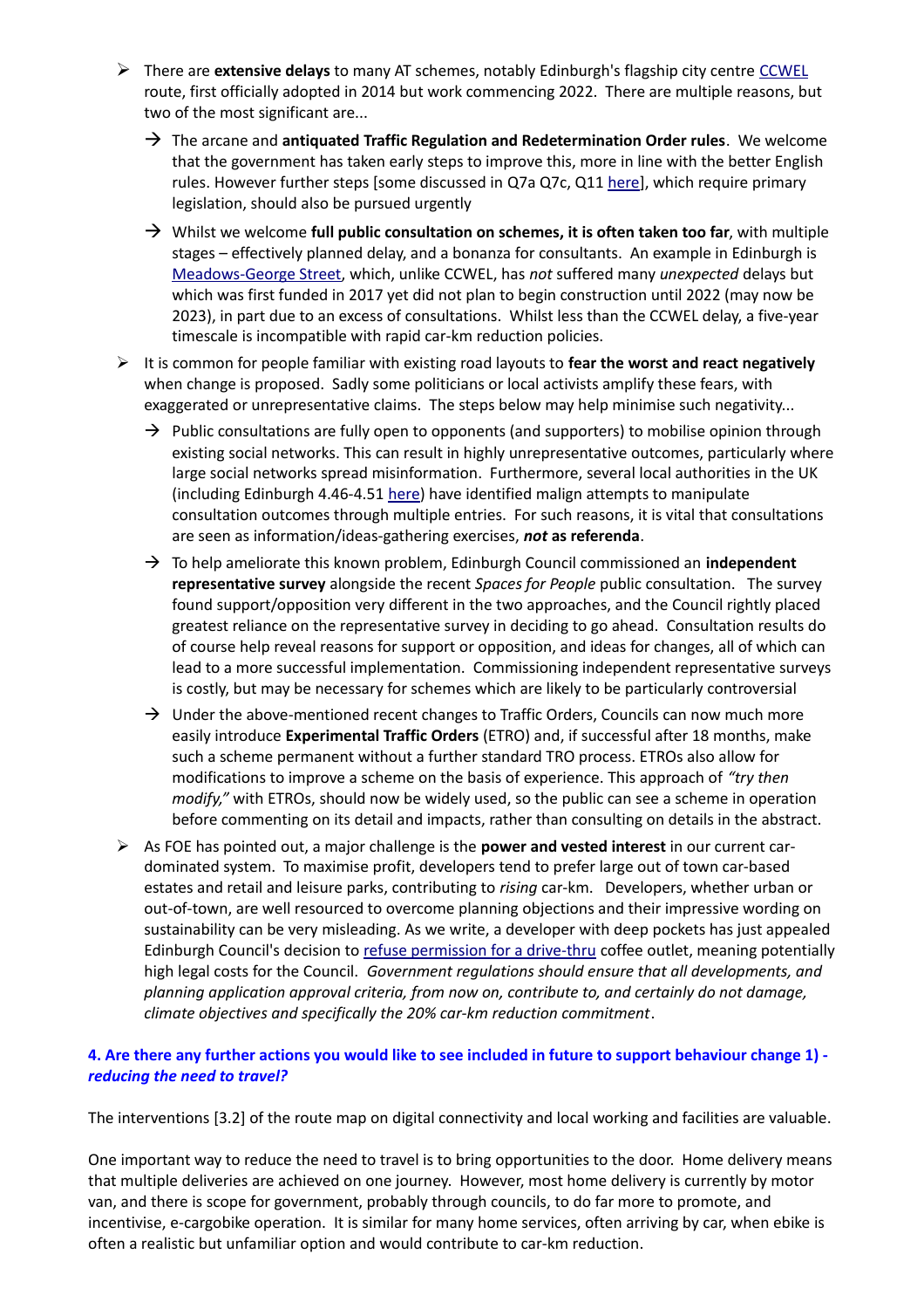- There are **extensive delays** to many AT schemes, notably Edinburgh's flagship city centre CCWEL route, first officially adopted in 2014 but work commencing 2022. There are multiple reasons, but two of the most significant are...
  - → The arcane and **antiquated Traffic Regulation and Redetermination Order rules**. We welcome that the government has taken early steps to improve this, more in line with the better English rules. However further steps [some discussed in Q7a Q7c, Q11 here], which require primary legislation, should also be pursued urgently
  - → Whilst we welcome **full public consultation on schemes, it is often taken too far**, with multiple stages – effectively planned delay, and a bonanza for consultants. An example in Edinburgh is Meadows-George Street, which, unlike CCWEL, has *not* suffered many *unexpected* delays but which was first funded in 2017 yet did not plan to begin construction until 2022 (may now be 2023), in part due to an excess of consultations. Whilst less than the CCWEL delay, a five-year timescale is incompatible with rapid car-km reduction policies.
- It is common for people familiar with existing road layouts to **fear the worst and react negatively** when change is proposed. Sadly some politicians or local activists amplify these fears, with exaggerated or unrepresentative claims. The steps below may help minimise such negativity...
  - → Public consultations are fully open to opponents (and supporters) to mobilise opinion through existing social networks. This can result in highly unrepresentative outcomes, particularly where large social networks spread misinformation. Furthermore, several local authorities in the UK (including Edinburgh 4.46-4.51 here) have identified malign attempts to manipulate consultation outcomes through multiple entries. For such reasons, it is vital that consultations are seen as information/ideas-gathering exercises, ***not* as referenda**.
  - → To help ameliorate this known problem, Edinburgh Council commissioned an **independent representative survey** alongside the recent *Spaces for People* public consultation. The survey found support/opposition very different in the two approaches, and the Council rightly placed greatest reliance on the representative survey in deciding to go ahead. Consultation results do of course help reveal reasons for support or opposition, and ideas for changes, all of which can lead to a more successful implementation. Commissioning independent representative surveys is costly, but may be necessary for schemes which are likely to be particularly controversial
  - → Under the above-mentioned recent changes to Traffic Orders, Councils can now much more easily introduce **Experimental Traffic Orders** (ETRO) and, if successful after 18 months, make such a scheme permanent without a further standard TRO process. ETROs also allow for modifications to improve a scheme on the basis of experience. This approach of *"try then modify,"* with ETROs, should now be widely used, so the public can see a scheme in operation before commenting on its detail and impacts, rather than consulting on details in the abstract.
- As FOE has pointed out, a major challenge is the **power and vested interest** in our current car-dominated system. To maximise profit, developers tend to prefer large out of town car-based estates and retail and leisure parks, contributing to *rising* car-km. Developers, whether urban or out-of-town, are well resourced to overcome planning objections and their impressive wording on sustainability can be very misleading. As we write, a developer with deep pockets has just appealed Edinburgh Council's decision to refuse permission for a drive-thru coffee outlet, meaning potentially high legal costs for the Council. *Government regulations should ensure that all developments, and planning application approval criteria, from now on, contribute to, and certainly do not damage, climate objectives and specifically the 20% car-km reduction commitment*.

### 4. Are there any further actions you would like to see included in future to support behaviour change 1) - *reducing the need to travel?*

The interventions [3.2] of the route map on digital connectivity and local working and facilities are valuable.

One important way to reduce the need to travel is to bring opportunities to the door. Home delivery means that multiple deliveries are achieved on one journey. However, most home delivery is currently by motor van, and there is scope for government, probably through councils, to do far more to promote, and incentivise, e-cargobike operation. It is similar for many home services, often arriving by car, when ebike is often a realistic but unfamiliar option and would contribute to car-km reduction.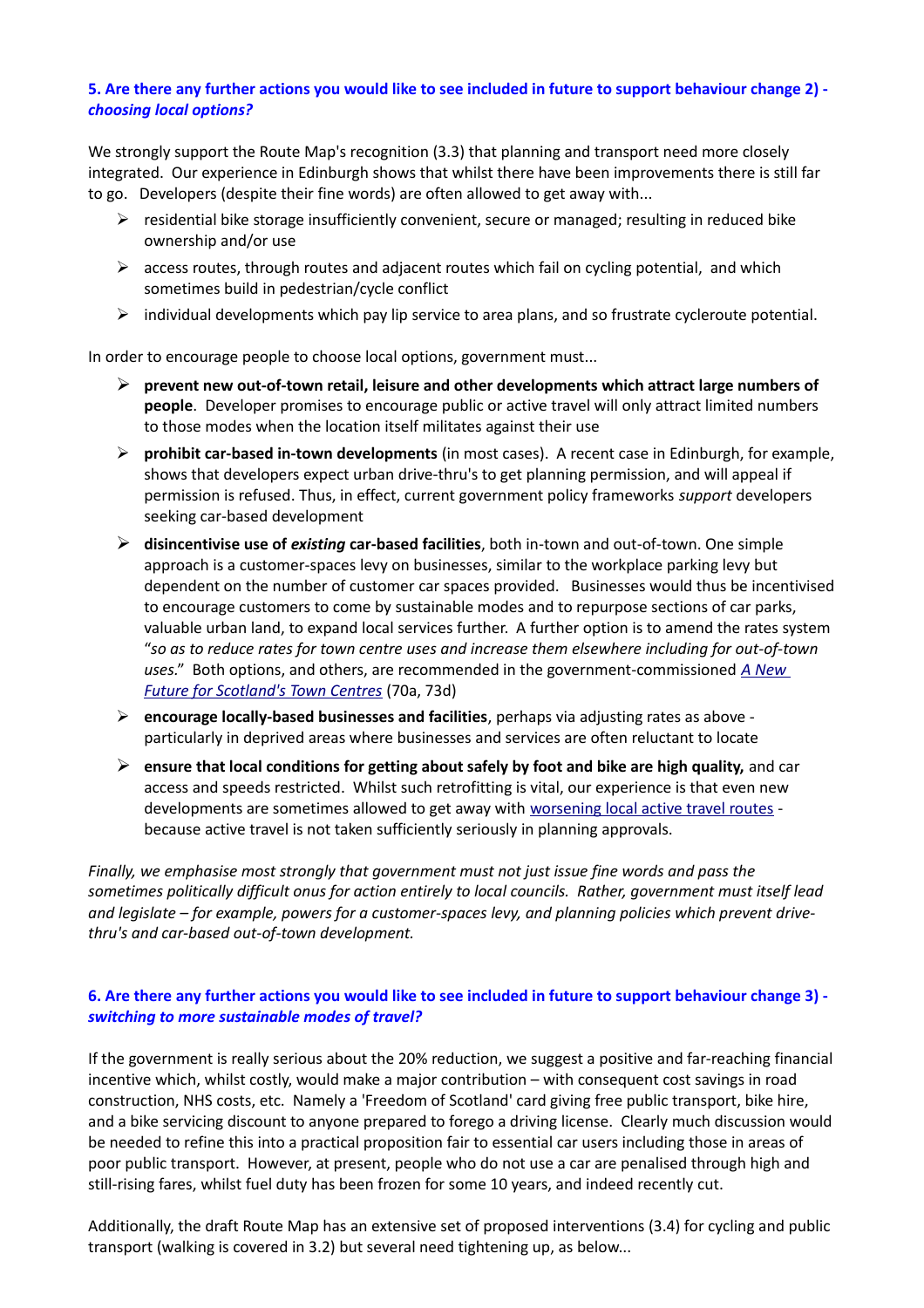### 5. Are there any further actions you would like to see included in future to support behaviour change 2) - *choosing local options?*

We strongly support the Route Map's recognition (3.3) that planning and transport need more closely integrated. Our experience in Edinburgh shows that whilst there have been improvements there is still far to go. Developers (despite their fine words) are often allowed to get away with...

- residential bike storage insufficiently convenient, secure or managed; resulting in reduced bike ownership and/or use
- access routes, through routes and adjacent routes which fail on cycling potential, and which sometimes build in pedestrian/cycle conflict
- individual developments which pay lip service to area plans, and so frustrate cycleroute potential.

In order to encourage people to choose local options, government must...

- **prevent new out-of-town retail, leisure and other developments which attract large numbers of people**. Developer promises to encourage public or active travel will only attract limited numbers to those modes when the location itself militates against their use
- **prohibit car-based in-town developments** (in most cases). A recent case in Edinburgh, for example, shows that developers expect urban drive-thru's to get planning permission, and will appeal if permission is refused. Thus, in effect, current government policy frameworks *support* developers seeking car-based development
- **disincentivise use of *existing* car-based facilities**, both in-town and out-of-town. One simple approach is a customer-spaces levy on businesses, similar to the workplace parking levy but dependent on the number of customer car spaces provided. Businesses would thus be incentivised to encourage customers to come by sustainable modes and to repurpose sections of car parks, valuable urban land, to expand local services further. A further option is to amend the rates system "*so as to reduce rates for town centre uses and increase them elsewhere including for out-of-town uses.*" Both options, and others, are recommended in the government-commissioned *A New Future for Scotland's Town Centres* (70a, 73d)
- **encourage locally-based businesses and facilities**, perhaps via adjusting rates as above - particularly in deprived areas where businesses and services are often reluctant to locate
- **ensure that local conditions for getting about safely by foot and bike are high quality,** and car access and speeds restricted. Whilst such retrofitting is vital, our experience is that even new developments are sometimes allowed to get away with worsening local active travel routes - because active travel is not taken sufficiently seriously in planning approvals.

*Finally, we emphasise most strongly that government must not just issue fine words and pass the sometimes politically difficult onus for action entirely to local councils. Rather, government must itself lead and legislate – for example, powers for a customer-spaces levy, and planning policies which prevent drive-thru's and car-based out-of-town development.*

### 6. Are there any further actions you would like to see included in future to support behaviour change 3) - *switching to more sustainable modes of travel?*

If the government is really serious about the 20% reduction, we suggest a positive and far-reaching financial incentive which, whilst costly, would make a major contribution – with consequent cost savings in road construction, NHS costs, etc. Namely a 'Freedom of Scotland' card giving free public transport, bike hire, and a bike servicing discount to anyone prepared to forego a driving license. Clearly much discussion would be needed to refine this into a practical proposition fair to essential car users including those in areas of poor public transport. However, at present, people who do not use a car are penalised through high and still-rising fares, whilst fuel duty has been frozen for some 10 years, and indeed recently cut.

Additionally, the draft Route Map has an extensive set of proposed interventions (3.4) for cycling and public transport (walking is covered in 3.2) but several need tightening up, as below...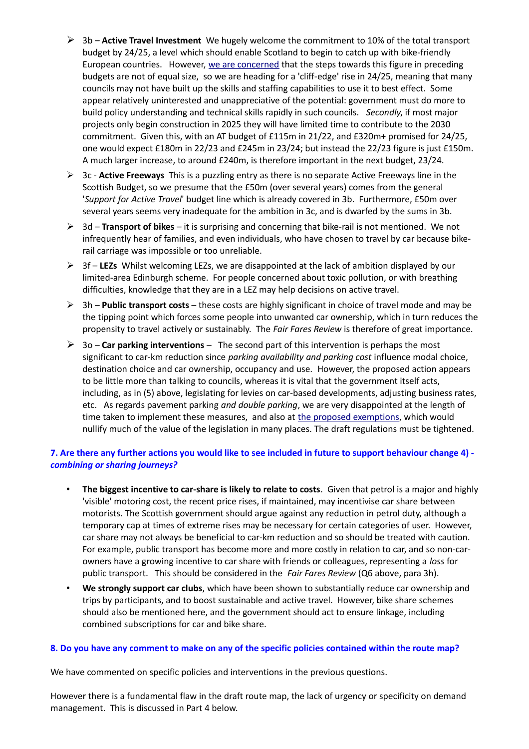- 3b – **Active Travel Investment** We hugely welcome the commitment to 10% of the total transport budget by 24/25, a level which should enable Scotland to begin to catch up with bike-friendly European countries. However, [we are concerned]() that the steps towards this figure in preceding budgets are not of equal size, so we are heading for a 'cliff-edge' rise in 24/25, meaning that many councils may not have built up the skills and staffing capabilities to use it to best effect. Some appear relatively uninterested and unappreciative of the potential: government must do more to build policy understanding and technical skills rapidly in such councils. *Secondly*, if most major projects only begin construction in 2025 they will have limited time to contribute to the 2030 commitment. Given this, with an AT budget of £115m in 21/22, and £320m+ promised for 24/25, one would expect £180m in 22/23 and £245m in 23/24; but instead the 22/23 figure is just £150m. A much larger increase, to around £240m, is therefore important in the next budget, 23/24.
- 3c - **Active Freeways** This is a puzzling entry as there is no separate Active Freeways line in the Scottish Budget, so we presume that the £50m (over several years) comes from the general '*Support for Active Travel*' budget line which is already covered in 3b. Furthermore, £50m over several years seems very inadequate for the ambition in 3c, and is dwarfed by the sums in 3b.
- 3d – **Transport of bikes** – it is surprising and concerning that bike-rail is not mentioned. We not infrequently hear of families, and even individuals, who have chosen to travel by car because bike-rail carriage was impossible or too unreliable.
- 3f – **LEZs** Whilst welcoming LEZs, we are disappointed at the lack of ambition displayed by our limited-area Edinburgh scheme. For people concerned about toxic pollution, or with breathing difficulties, knowledge that they are in a LEZ may help decisions on active travel.
- 3h – **Public transport costs** – these costs are highly significant in choice of travel mode and may be the tipping point which forces some people into unwanted car ownership, which in turn reduces the propensity to travel actively or sustainably. The *Fair Fares Review* is therefore of great importance.
- 3o – **Car parking interventions** – The second part of this intervention is perhaps the most significant to car-km reduction since *parking availability and parking cost* influence modal choice, destination choice and car ownership, occupancy and use. However, the proposed action appears to be little more than talking to councils, whereas it is vital that the government itself acts, including, as in (5) above, legislating for levies on car-based developments, adjusting business rates, etc. As regards pavement parking *and double parking*, we are very disappointed at the length of time taken to implement these measures, and also at [the proposed exemptions](), which would nullify much of the value of the legislation in many places. The draft regulations must be tightened.

### 7. Are there any further actions you would like to see included in future to support behaviour change 4) - *combining or sharing journeys?*

- **The biggest incentive to car-share is likely to relate to costs**. Given that petrol is a major and highly 'visible' motoring cost, the recent price rises, if maintained, may incentivise car share between motorists. The Scottish government should argue against any reduction in petrol duty, although a temporary cap at times of extreme rises may be necessary for certain categories of user. However, car share may not always be beneficial to car-km reduction and so should be treated with caution. For example, public transport has become more and more costly in relation to car, and so non-car-owners have a growing incentive to car share with friends or colleagues, representing a *loss* for public transport. This should be considered in the *Fair Fares Review* (Q6 above, para 3h).
- **We strongly support car clubs**, which have been shown to substantially reduce car ownership and trips by participants, and to boost sustainable and active travel. However, bike share schemes should also be mentioned here, and the government should act to ensure linkage, including combined subscriptions for car and bike share.

### 8. Do you have any comment to make on any of the specific policies contained within the route map?

We have commented on specific policies and interventions in the previous questions.

However there is a fundamental flaw in the draft route map, the lack of urgency or specificity on demand management. This is discussed in Part 4 below.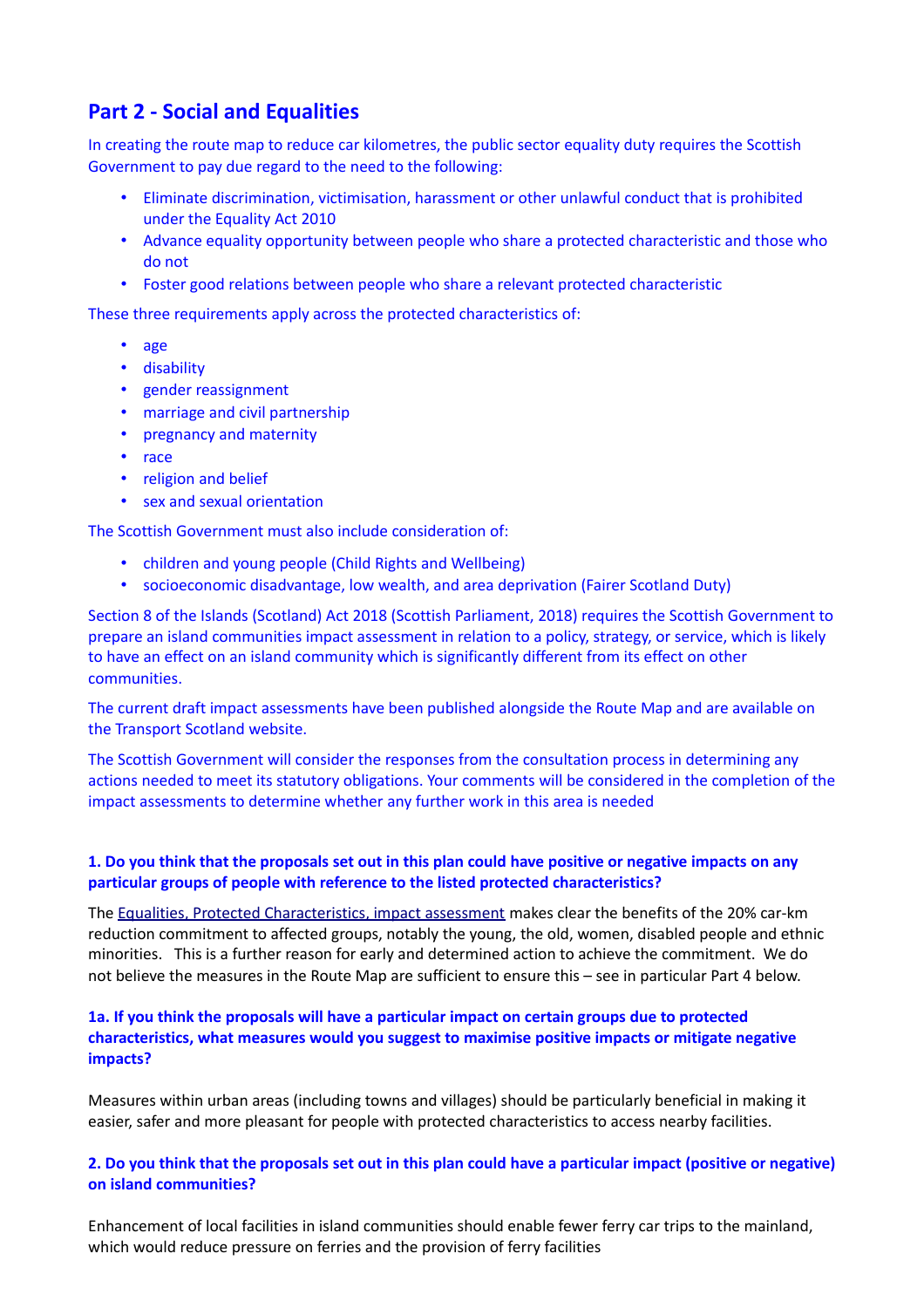## Part 2 - Social and Equalities

In creating the route map to reduce car kilometres, the public sector equality duty requires the Scottish Government to pay due regard to the need to the following:

- Eliminate discrimination, victimisation, harassment or other unlawful conduct that is prohibited under the Equality Act 2010
- Advance equality opportunity between people who share a protected characteristic and those who do not
- Foster good relations between people who share a relevant protected characteristic

These three requirements apply across the protected characteristics of:

- age
- disability
- gender reassignment
- marriage and civil partnership
- pregnancy and maternity
- race
- religion and belief
- sex and sexual orientation

The Scottish Government must also include consideration of:

- children and young people (Child Rights and Wellbeing)
- socioeconomic disadvantage, low wealth, and area deprivation (Fairer Scotland Duty)

Section 8 of the Islands (Scotland) Act 2018 (Scottish Parliament, 2018) requires the Scottish Government to prepare an island communities impact assessment in relation to a policy, strategy, or service, which is likely to have an effect on an island community which is significantly different from its effect on other communities.

The current draft impact assessments have been published alongside the Route Map and are available on the Transport Scotland website.

The Scottish Government will consider the responses from the consultation process in determining any actions needed to meet its statutory obligations. Your comments will be considered in the completion of the impact assessments to determine whether any further work in this area is needed

**1. Do you think that the proposals set out in this plan could have positive or negative impacts on any particular groups of people with reference to the listed protected characteristics?**

The Equalities, Protected Characteristics, impact assessment makes clear the benefits of the 20% car-km reduction commitment to affected groups, notably the young, the old, women, disabled people and ethnic minorities. This is a further reason for early and determined action to achieve the commitment. We do not believe the measures in the Route Map are sufficient to ensure this – see in particular Part 4 below.

**1a. If you think the proposals will have a particular impact on certain groups due to protected characteristics, what measures would you suggest to maximise positive impacts or mitigate negative impacts?**

Measures within urban areas (including towns and villages) should be particularly beneficial in making it easier, safer and more pleasant for people with protected characteristics to access nearby facilities.

**2. Do you think that the proposals set out in this plan could have a particular impact (positive or negative) on island communities?**

Enhancement of local facilities in island communities should enable fewer ferry car trips to the mainland, which would reduce pressure on ferries and the provision of ferry facilities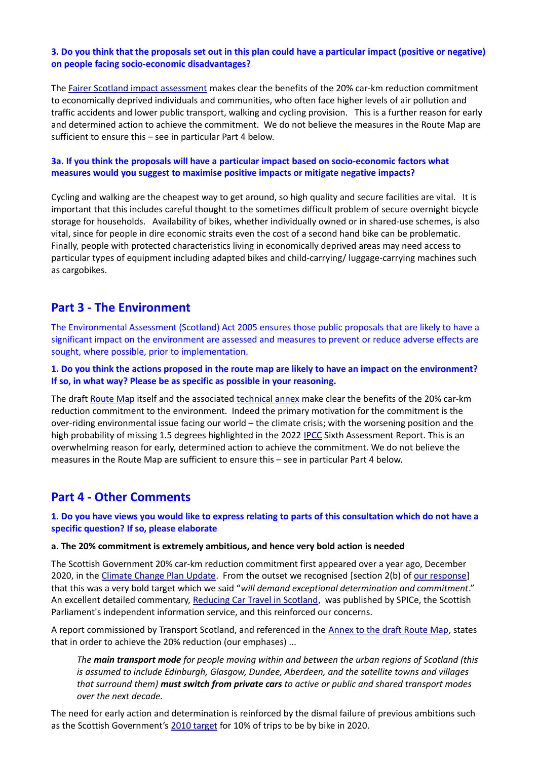**3. Do you think that the proposals set out in this plan could have a particular impact (positive or negative) on people facing socio-economic disadvantages?**

The Fairer Scotland impact assessment makes clear the benefits of the 20% car-km reduction commitment to economically deprived individuals and communities, who often face higher levels of air pollution and traffic accidents and lower public transport, walking and cycling provision. This is a further reason for early and determined action to achieve the commitment. We do not believe the measures in the Route Map are sufficient to ensure this – see in particular Part 4 below.

**3a. If you think the proposals will have a particular impact based on socio-economic factors what measures would you suggest to maximise positive impacts or mitigate negative impacts?**

Cycling and walking are the cheapest way to get around, so high quality and secure facilities are vital. It is important that this includes careful thought to the sometimes difficult problem of secure overnight bicycle storage for households. Availability of bikes, whether individually owned or in shared-use schemes, is also vital, since for people in dire economic straits even the cost of a second hand bike can be problematic. Finally, people with protected characteristics living in economically deprived areas may need access to particular types of equipment including adapted bikes and child-carrying/ luggage-carrying machines such as cargobikes.

## Part 3 - The Environment

The Environmental Assessment (Scotland) Act 2005 ensures those public proposals that are likely to have a significant impact on the environment are assessed and measures to prevent or reduce adverse effects are sought, where possible, prior to implementation.

**1. Do you think the actions proposed in the route map are likely to have an impact on the environment? If so, in what way? Please be as specific as possible in your reasoning.**

The draft Route Map itself and the associated technical annex make clear the benefits of the 20% car-km reduction commitment to the environment. Indeed the primary motivation for the commitment is the over-riding environmental issue facing our world – the climate crisis; with the worsening position and the high probability of missing 1.5 degrees highlighted in the 2022 IPCC Sixth Assessment Report. This is an overwhelming reason for early, determined action to achieve the commitment. We do not believe the measures in the Route Map are sufficient to ensure this – see in particular Part 4 below.

## Part 4 - Other Comments

**1. Do you have views you would like to express relating to parts of this consultation which do not have a specific question? If so, please elaborate**

**a. The 20% commitment is extremely ambitious, and hence very bold action is needed**

The Scottish Government 20% car-km reduction commitment first appeared over a year ago, December 2020, in the Climate Change Plan Update. From the outset we recognised [section 2(b) of our response] that this was a very bold target which we said "*will demand exceptional determination and commitment*." An excellent detailed commentary, Reducing Car Travel in Scotland, was published by SPICe, the Scottish Parliament's independent information service, and this reinforced our concerns.

A report commissioned by Transport Scotland, and referenced in the Annex to the draft Route Map, states that in order to achieve the 20% reduction (our emphases) ...

> *The **main transport mode** for people moving within and between the urban regions of Scotland (this is assumed to include Edinburgh, Glasgow, Dundee, Aberdeen, and the satellite towns and villages that surround them) **must switch from private cars** to active or public and shared transport modes over the next decade.*

The need for early action and determination is reinforced by the dismal failure of previous ambitions such as the Scottish Government's 2010 target for 10% of trips to be by bike in 2020.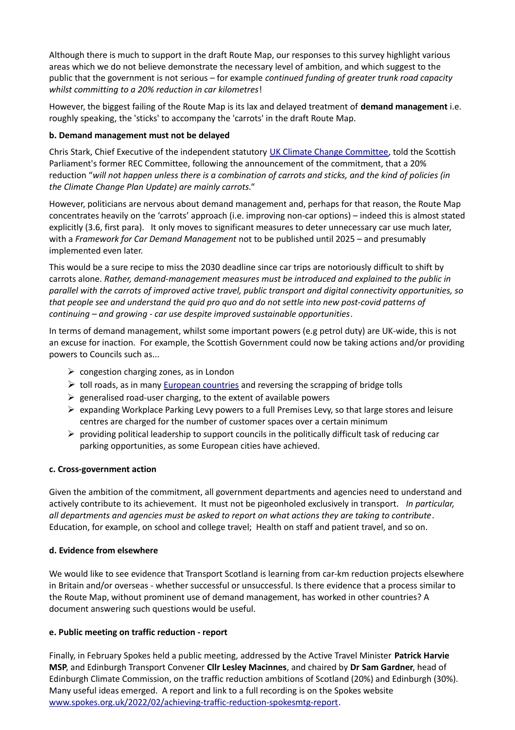Although there is much to support in the draft Route Map, our responses to this survey highlight various areas which we do not believe demonstrate the necessary level of ambition, and which suggest to the public that the government is not serious – for example *continued funding of greater trunk road capacity whilst committing to a 20% reduction in car kilometres*!

However, the biggest failing of the Route Map is its lax and delayed treatment of **demand management** i.e. roughly speaking, the 'sticks' to accompany the 'carrots' in the draft Route Map.

**b. Demand management must not be delayed**

Chris Stark, Chief Executive of the independent statutory [UK Climate Change Committee](), told the Scottish Parliament's former REC Committee, following the announcement of the commitment, that a 20% reduction "*will not happen unless there is a combination of carrots and sticks, and the kind of policies (in the Climate Change Plan Update) are mainly carrots.*"

However, politicians are nervous about demand management and, perhaps for that reason, the Route Map concentrates heavily on the 'carrots' approach (i.e. improving non-car options) – indeed this is almost stated explicitly (3.6, first para). It only moves to significant measures to deter unnecessary car use much later, with a *Framework for Car Demand Management* not to be published until 2025 – and presumably implemented even later.

This would be a sure recipe to miss the 2030 deadline since car trips are notoriously difficult to shift by carrots alone. *Rather, demand-management measures must be introduced and explained to the public in parallel with the carrots of improved active travel, public transport and digital connectivity opportunities, so that people see and understand the quid pro quo and do not settle into new post-covid patterns of continuing – and growing - car use despite improved sustainable opportunities*.

In terms of demand management, whilst some important powers (e.g petrol duty) are UK-wide, this is not an excuse for inaction. For example, the Scottish Government could now be taking actions and/or providing powers to Councils such as...

- congestion charging zones, as in London
- toll roads, as in many [European countries]() and reversing the scrapping of bridge tolls
- generalised road-user charging, to the extent of available powers
- expanding Workplace Parking Levy powers to a full Premises Levy, so that large stores and leisure centres are charged for the number of customer spaces over a certain minimum
- providing political leadership to support councils in the politically difficult task of reducing car parking opportunities, as some European cities have achieved.

**c. Cross-government action**

Given the ambition of the commitment, all government departments and agencies need to understand and actively contribute to its achievement. It must not be pigeonholed exclusively in transport. *In particular, all departments and agencies must be asked to report on what actions they are taking to contribute*. Education, for example, on school and college travel; Health on staff and patient travel, and so on.

**d. Evidence from elsewhere**

We would like to see evidence that Transport Scotland is learning from car-km reduction projects elsewhere in Britain and/or overseas - whether successful or unsuccessful. Is there evidence that a process similar to the Route Map, without prominent use of demand management, has worked in other countries? A document answering such questions would be useful.

**e. Public meeting on traffic reduction - report**

Finally, in February Spokes held a public meeting, addressed by the Active Travel Minister **Patrick Harvie MSP**, and Edinburgh Transport Convener **Cllr Lesley Macinnes**, and chaired by **Dr Sam Gardner**, head of Edinburgh Climate Commission, on the traffic reduction ambitions of Scotland (20%) and Edinburgh (30%). Many useful ideas emerged. A report and link to a full recording is on the Spokes website [www.spokes.org.uk/2022/02/achieving-traffic-reduction-spokesmtg-report](www.spokes.org.uk/2022/02/achieving-traffic-reduction-spokesmtg-report).